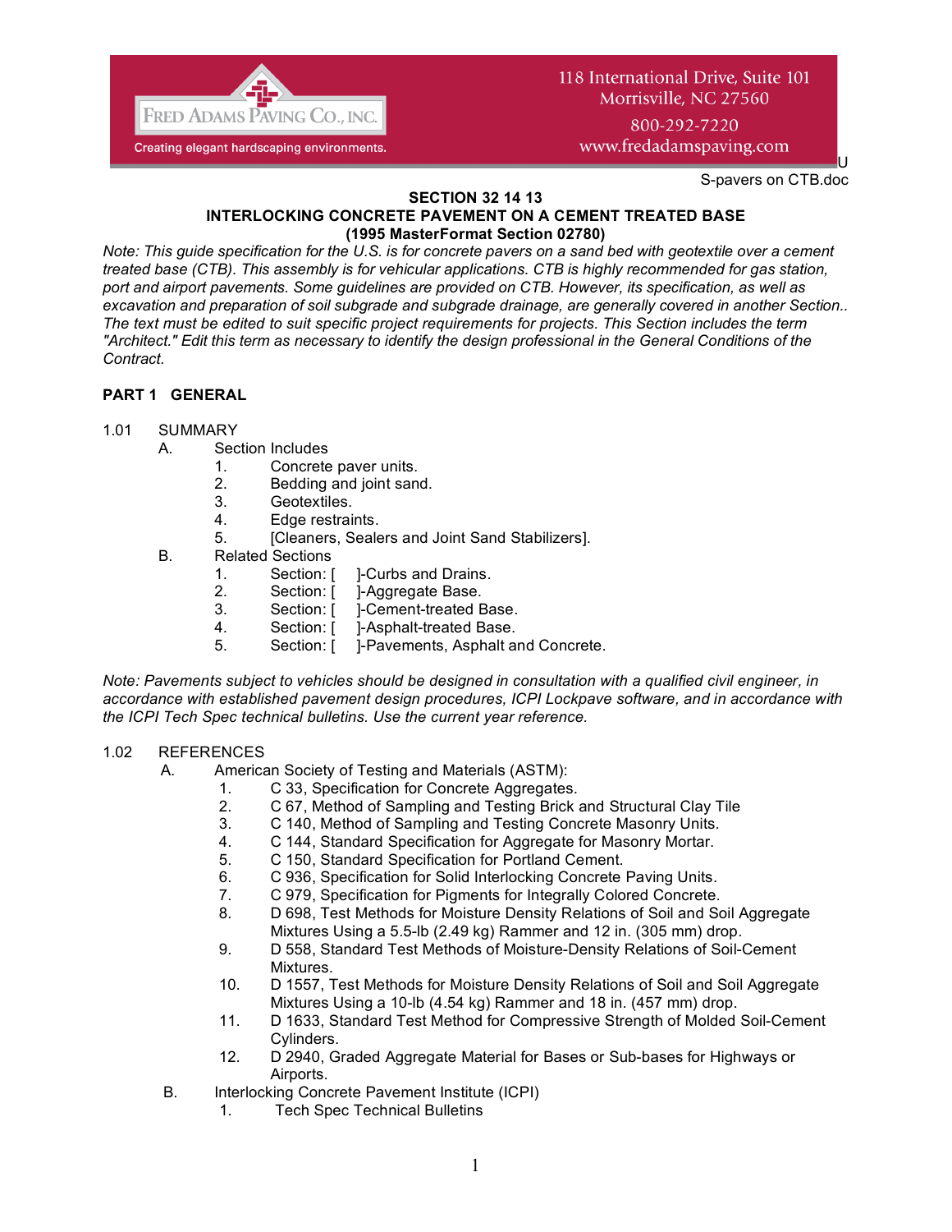118 International Drive, Suite 101
Morrisville, NC 27560
800-292-7220
www.fredadamspaving.com

FRED ADAMS PAVING CO., INC.
Creating elegant hardscaping environments.

U
S-pavers on CTB.doc

# SECTION 32 14 13
# INTERLOCKING CONCRETE PAVEMENT ON A CEMENT TREATED BASE
## (1995 MasterFormat Section 02780)

*Note: This guide specification for the U.S. is for concrete pavers on a sand bed with geotextile over a cement treated base (CTB). This assembly is for vehicular applications. CTB is highly recommended for gas station, port and airport pavements. Some guidelines are provided on CTB. However, its specification, as well as excavation and preparation of soil subgrade and subgrade drainage, are generally covered in another Section.. The text must be edited to suit specific project requirements for projects. This Section includes the term "Architect." Edit this term as necessary to identify the design professional in the General Conditions of the Contract.*

## PART 1 GENERAL

1.01 SUMMARY

A. Section Includes
1. Concrete paver units.
2. Bedding and joint sand.
3. Geotextiles.
4. Edge restraints.
5. [Cleaners, Sealers and Joint Sand Stabilizers].

B. Related Sections
1. Section: [ ]-Curbs and Drains.
2. Section: [ ]-Aggregate Base.
3. Section: [ ]-Cement-treated Base.
4. Section: [ ]-Asphalt-treated Base.
5. Section: [ ]-Pavements, Asphalt and Concrete.

*Note: Pavements subject to vehicles should be designed in consultation with a qualified civil engineer, in accordance with established pavement design procedures, ICPI Lockpave software, and in accordance with the ICPI Tech Spec technical bulletins. Use the current year reference.*

1.02 REFERENCES

A. American Society of Testing and Materials (ASTM):
1. C 33, Specification for Concrete Aggregates.
2. C 67, Method of Sampling and Testing Brick and Structural Clay Tile
3. C 140, Method of Sampling and Testing Concrete Masonry Units.
4. C 144, Standard Specification for Aggregate for Masonry Mortar.
5. C 150, Standard Specification for Portland Cement.
6. C 936, Specification for Solid Interlocking Concrete Paving Units.
7. C 979, Specification for Pigments for Integrally Colored Concrete.
8. D 698, Test Methods for Moisture Density Relations of Soil and Soil Aggregate Mixtures Using a 5.5-lb (2.49 kg) Rammer and 12 in. (305 mm) drop.
9. D 558, Standard Test Methods of Moisture-Density Relations of Soil-Cement Mixtures.
10. D 1557, Test Methods for Moisture Density Relations of Soil and Soil Aggregate Mixtures Using a 10-lb (4.54 kg) Rammer and 18 in. (457 mm) drop.
11. D 1633, Standard Test Method for Compressive Strength of Molded Soil-Cement Cylinders.
12. D 2940, Graded Aggregate Material for Bases or Sub-bases for Highways or Airports.

B. Interlocking Concrete Pavement Institute (ICPI)
1. Tech Spec Technical Bulletins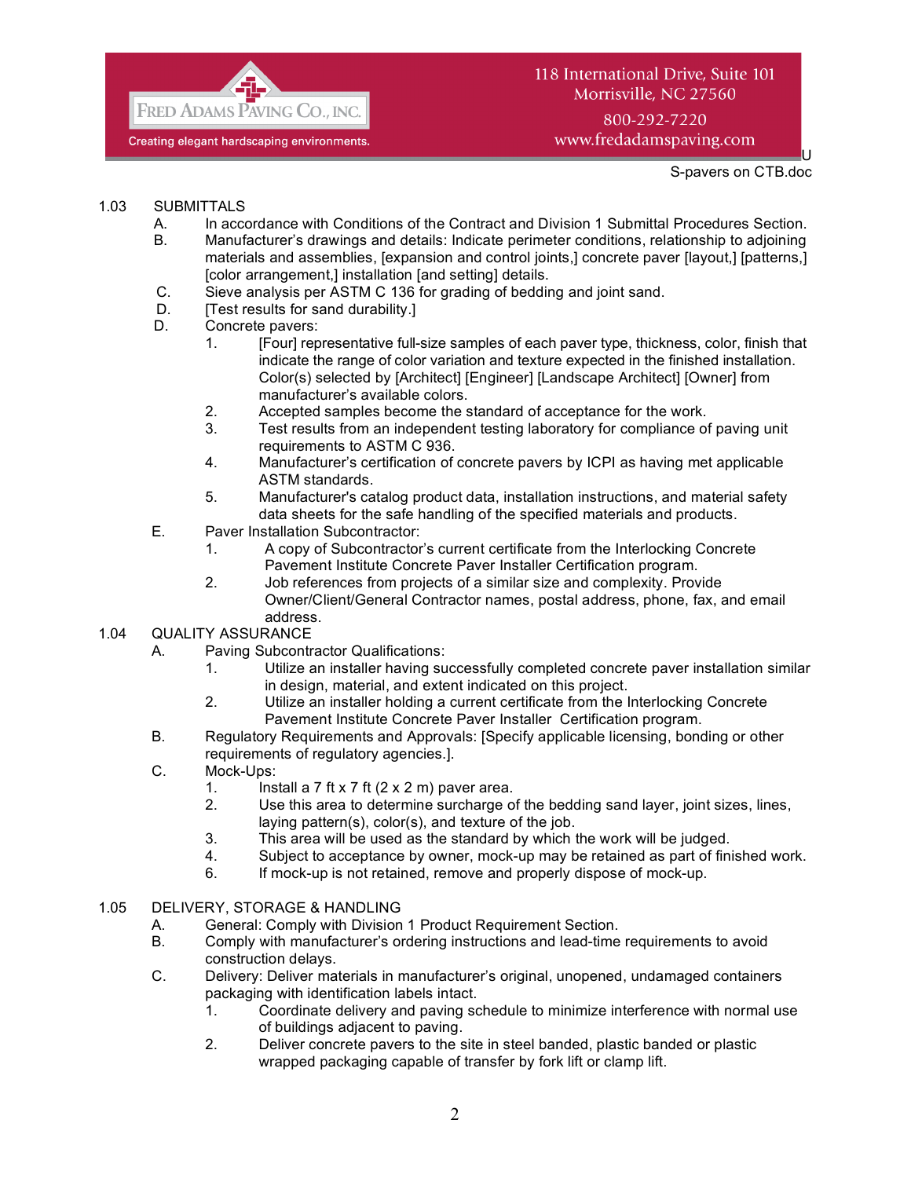### 1.03 SUBMITTALS

A. In accordance with Conditions of the Contract and Division 1 Submittal Procedures Section.

B. Manufacturer's drawings and details: Indicate perimeter conditions, relationship to adjoining materials and assemblies, [expansion and control joints,] concrete paver [layout,] [patterns,] [color arrangement,] installation [and setting] details.

C. Sieve analysis per ASTM C 136 for grading of bedding and joint sand.

D. [Test results for sand durability.]

D. Concrete pavers:

1. [Four] representative full-size samples of each paver type, thickness, color, finish that indicate the range of color variation and texture expected in the finished installation. Color(s) selected by [Architect] [Engineer] [Landscape Architect] [Owner] from manufacturer's available colors.
2. Accepted samples become the standard of acceptance for the work.
3. Test results from an independent testing laboratory for compliance of paving unit requirements to ASTM C 936.
4. Manufacturer's certification of concrete pavers by ICPI as having met applicable ASTM standards.
5. Manufacturer's catalog product data, installation instructions, and material safety data sheets for the safe handling of the specified materials and products.

E. Paver Installation Subcontractor:

1. A copy of Subcontractor's current certificate from the Interlocking Concrete Pavement Institute Concrete Paver Installer Certification program.
2. Job references from projects of a similar size and complexity. Provide Owner/Client/General Contractor names, postal address, phone, fax, and email address.

### 1.04 QUALITY ASSURANCE

A. Paving Subcontractor Qualifications:

1. Utilize an installer having successfully completed concrete paver installation similar in design, material, and extent indicated on this project.
2. Utilize an installer holding a current certificate from the Interlocking Concrete Pavement Institute Concrete Paver Installer Certification program.

B. Regulatory Requirements and Approvals: [Specify applicable licensing, bonding or other requirements of regulatory agencies.].

C. Mock-Ups:

1. Install a 7 ft x 7 ft (2 x 2 m) paver area.
2. Use this area to determine surcharge of the bedding sand layer, joint sizes, lines, laying pattern(s), color(s), and texture of the job.
3. This area will be used as the standard by which the work will be judged.
4. Subject to acceptance by owner, mock-up may be retained as part of finished work.
6. If mock-up is not retained, remove and properly dispose of mock-up.

### 1.05 DELIVERY, STORAGE & HANDLING

A. General: Comply with Division 1 Product Requirement Section.

B. Comply with manufacturer's ordering instructions and lead-time requirements to avoid construction delays.

C. Delivery: Deliver materials in manufacturer's original, unopened, undamaged containers packaging with identification labels intact.

1. Coordinate delivery and paving schedule to minimize interference with normal use of buildings adjacent to paving.
2. Deliver concrete pavers to the site in steel banded, plastic banded or plastic wrapped packaging capable of transfer by fork lift or clamp lift.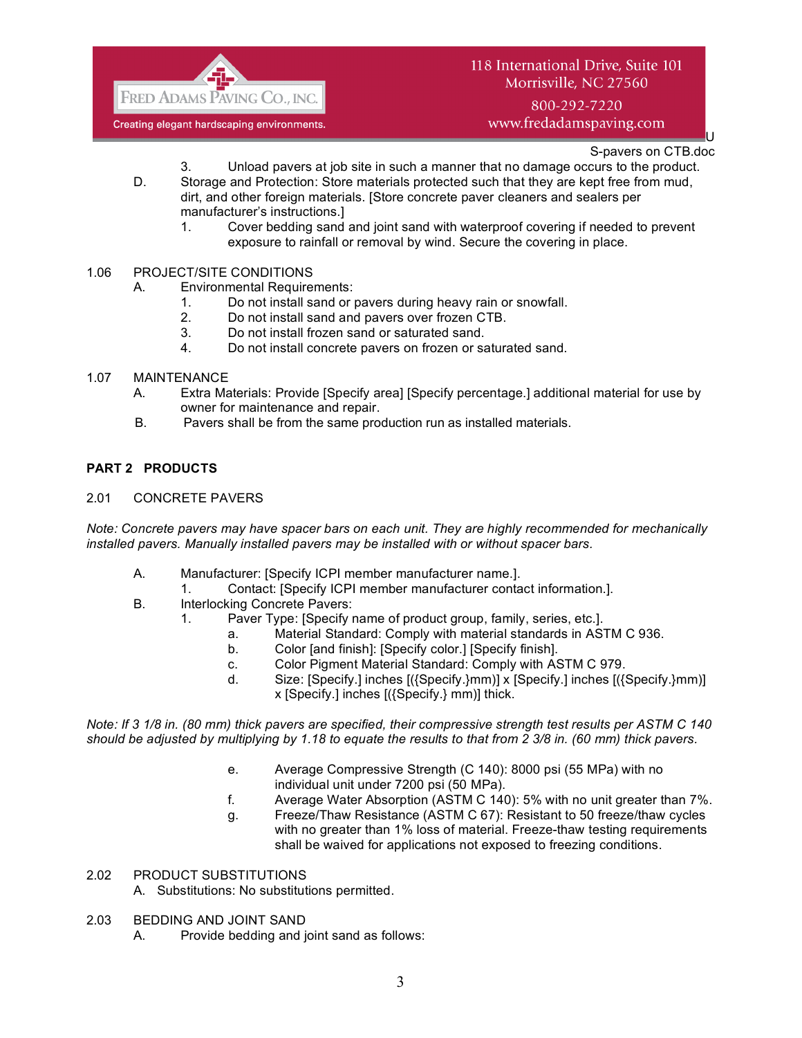3. Unload pavers at job site in such a manner that no damage occurs to the product.

D. Storage and Protection: Store materials protected such that they are kept free from mud, dirt, and other foreign materials. [Store concrete paver cleaners and sealers per manufacturer's instructions.]

1. Cover bedding sand and joint sand with waterproof covering if needed to prevent exposure to rainfall or removal by wind. Secure the covering in place.

1.06 PROJECT/SITE CONDITIONS

A. Environmental Requirements:

1. Do not install sand or pavers during heavy rain or snowfall.
2. Do not install sand and pavers over frozen CTB.
3. Do not install frozen sand or saturated sand.
4. Do not install concrete pavers on frozen or saturated sand.

1.07 MAINTENANCE

A. Extra Materials: Provide [Specify area] [Specify percentage.] additional material for use by owner for maintenance and repair.

B. Pavers shall be from the same production run as installed materials.

## PART 2 PRODUCTS

2.01 CONCRETE PAVERS

*Note: Concrete pavers may have spacer bars on each unit. They are highly recommended for mechanically installed pavers. Manually installed pavers may be installed with or without spacer bars.*

A. Manufacturer: [Specify ICPI member manufacturer name.].

1. Contact: [Specify ICPI member manufacturer contact information.].

B. Interlocking Concrete Pavers:

1. Paver Type: [Specify name of product group, family, series, etc.].
   a. Material Standard: Comply with material standards in ASTM C 936.
   b. Color [and finish]: [Specify color.] [Specify finish].
   c. Color Pigment Material Standard: Comply with ASTM C 979.
   d. Size: [Specify.] inches [({Specify.}mm)] x [Specify.] inches [({Specify.}mm)] x [Specify.] inches [({Specify.} mm)] thick.

*Note: If 3 1/8 in. (80 mm) thick pavers are specified, their compressive strength test results per ASTM C 140 should be adjusted by multiplying by 1.18 to equate the results to that from 2 3/8 in. (60 mm) thick pavers.*

   e. Average Compressive Strength (C 140): 8000 psi (55 MPa) with no individual unit under 7200 psi (50 MPa).
   f. Average Water Absorption (ASTM C 140): 5% with no unit greater than 7%.
   g. Freeze/Thaw Resistance (ASTM C 67): Resistant to 50 freeze/thaw cycles with no greater than 1% loss of material. Freeze-thaw testing requirements shall be waived for applications not exposed to freezing conditions.

2.02 PRODUCT SUBSTITUTIONS

A. Substitutions: No substitutions permitted.

2.03 BEDDING AND JOINT SAND

A. Provide bedding and joint sand as follows: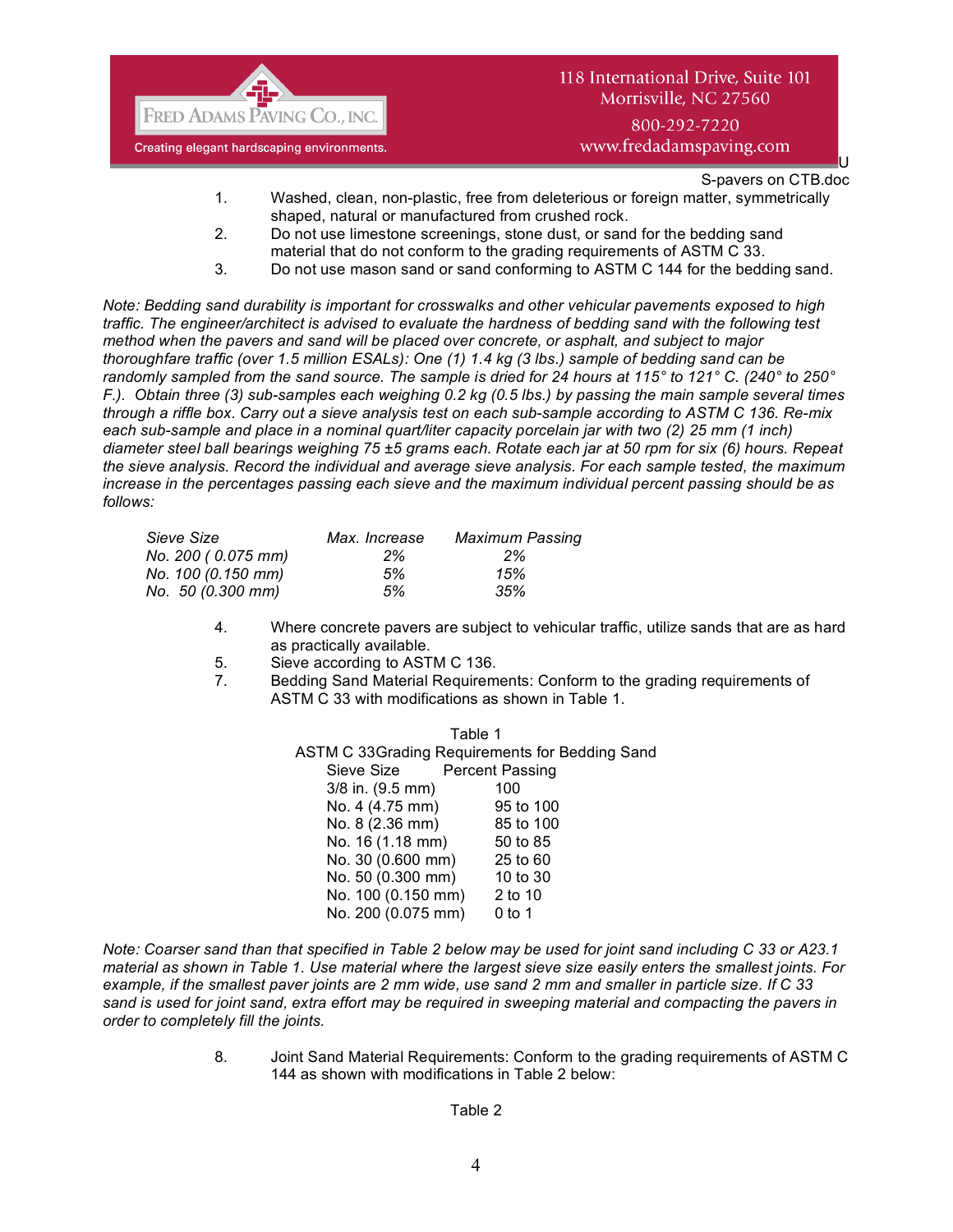1. Washed, clean, non-plastic, free from deleterious or foreign matter, symmetrically shaped, natural or manufactured from crushed rock.
2. Do not use limestone screenings, stone dust, or sand for the bedding sand material that do not conform to the grading requirements of ASTM C 33.
3. Do not use mason sand or sand conforming to ASTM C 144 for the bedding sand.

*Note: Bedding sand durability is important for crosswalks and other vehicular pavements exposed to high traffic. The engineer/architect is advised to evaluate the hardness of bedding sand with the following test method when the pavers and sand will be placed over concrete, or asphalt, and subject to major thoroughfare traffic (over 1.5 million ESALs): One (1) 1.4 kg (3 lbs.) sample of bedding sand can be randomly sampled from the sand source. The sample is dried for 24 hours at 115° to 121° C. (240° to 250° F.). Obtain three (3) sub-samples each weighing 0.2 kg (0.5 lbs.) by passing the main sample several times through a riffle box. Carry out a sieve analysis test on each sub-sample according to ASTM C 136. Re-mix each sub-sample and place in a nominal quart/liter capacity porcelain jar with two (2) 25 mm (1 inch) diameter steel ball bearings weighing 75 ±5 grams each. Rotate each jar at 50 rpm for six (6) hours. Repeat the sieve analysis. Record the individual and average sieve analysis. For each sample tested, the maximum increase in the percentages passing each sieve and the maximum individual percent passing should be as follows:*

| *Sieve Size* | *Max. Increase* | *Maximum Passing* |
|---|---|---|
| *No. 200 ( 0.075 mm)* | *2%* | *2%* |
| *No. 100 (0.150 mm)* | *5%* | *15%* |
| *No. 50 (0.300 mm)* | *5%* | *35%* |

4. Where concrete pavers are subject to vehicular traffic, utilize sands that are as hard as practically available.
5. Sieve according to ASTM C 136.
7. Bedding Sand Material Requirements: Conform to the grading requirements of ASTM C 33 with modifications as shown in Table 1.

Table 1
ASTM C 33Grading Requirements for Bedding Sand

| Sieve Size | Percent Passing |
|---|---|
| 3/8 in. (9.5 mm) | 100 |
| No. 4 (4.75 mm) | 95 to 100 |
| No. 8 (2.36 mm) | 85 to 100 |
| No. 16 (1.18 mm) | 50 to 85 |
| No. 30 (0.600 mm) | 25 to 60 |
| No. 50 (0.300 mm) | 10 to 30 |
| No. 100 (0.150 mm) | 2 to 10 |
| No. 200 (0.075 mm) | 0 to 1 |

*Note: Coarser sand than that specified in Table 2 below may be used for joint sand including C 33 or A23.1 material as shown in Table 1. Use material where the largest sieve size easily enters the smallest joints. For example, if the smallest paver joints are 2 mm wide, use sand 2 mm and smaller in particle size. If C 33 sand is used for joint sand, extra effort may be required in sweeping material and compacting the pavers in order to completely fill the joints.*

8. Joint Sand Material Requirements: Conform to the grading requirements of ASTM C 144 as shown with modifications in Table 2 below:

Table 2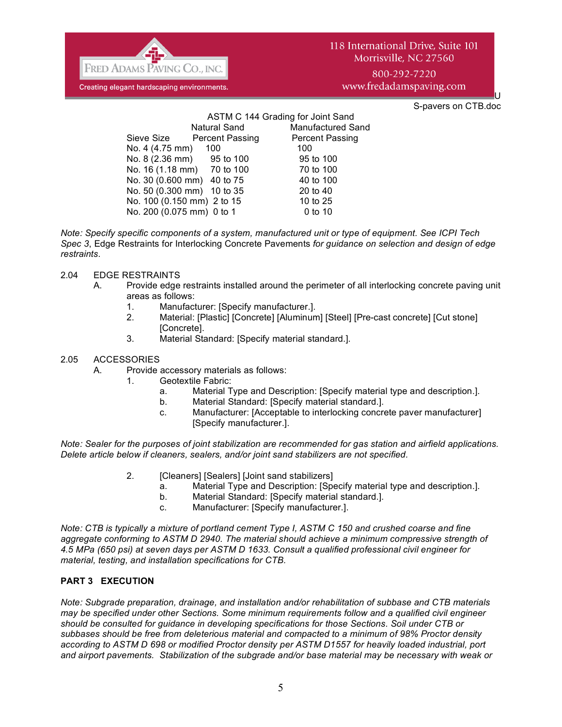ASTM C 144 Grading for Joint Sand

| Sieve Size | Natural Sand Percent Passing | Manufactured Sand Percent Passing |
|---|---|---|
| No. 4 (4.75 mm) | 100 | 100 |
| No. 8 (2.36 mm) | 95 to 100 | 95 to 100 |
| No. 16 (1.18 mm) | 70 to 100 | 70 to 100 |
| No. 30 (0.600 mm) | 40 to 75 | 40 to 100 |
| No. 50 (0.300 mm) | 10 to 35 | 20 to 40 |
| No. 100 (0.150 mm) | 2 to 15 | 10 to 25 |
| No. 200 (0.075 mm) | 0 to 1 | 0 to 10 |

*Note: Specify specific components of a system, manufactured unit or type of equipment. See ICPI Tech Spec 3*, Edge Restraints for Interlocking Concrete Pavements *for guidance on selection and design of edge restraints.*

2.04 EDGE RESTRAINTS

A. Provide edge restraints installed around the perimeter of all interlocking concrete paving unit areas as follows:

1. Manufacturer: [Specify manufacturer.].
2. Material: [Plastic] [Concrete] [Aluminum] [Steel] [Pre-cast concrete] [Cut stone] [Concrete].
3. Material Standard: [Specify material standard.].

2.05 ACCESSORIES

A. Provide accessory materials as follows:

1. Geotextile Fabric:
   a. Material Type and Description: [Specify material type and description.].
   b. Material Standard: [Specify material standard.].
   c. Manufacturer: [Acceptable to interlocking concrete paver manufacturer] [Specify manufacturer.].

*Note: Sealer for the purposes of joint stabilization are recommended for gas station and airfield applications. Delete article below if cleaners, sealers, and/or joint sand stabilizers are not specified.*

2. [Cleaners] [Sealers] [Joint sand stabilizers]
   a. Material Type and Description: [Specify material type and description.].
   b. Material Standard: [Specify material standard.].
   c. Manufacturer: [Specify manufacturer.].

*Note: CTB is typically a mixture of portland cement Type I, ASTM C 150 and crushed coarse and fine aggregate conforming to ASTM D 2940. The material should achieve a minimum compressive strength of 4.5 MPa (650 psi) at seven days per ASTM D 1633. Consult a qualified professional civil engineer for material, testing, and installation specifications for CTB.*

## PART 3 EXECUTION

*Note: Subgrade preparation, drainage, and installation and/or rehabilitation of subbase and CTB materials may be specified under other Sections. Some minimum requirements follow and a qualified civil engineer should be consulted for guidance in developing specifications for those Sections. Soil under CTB or subbases should be free from deleterious material and compacted to a minimum of 98% Proctor density according to ASTM D 698 or modified Proctor density per ASTM D1557 for heavily loaded industrial, port and airport pavements. Stabilization of the subgrade and/or base material may be necessary with weak or*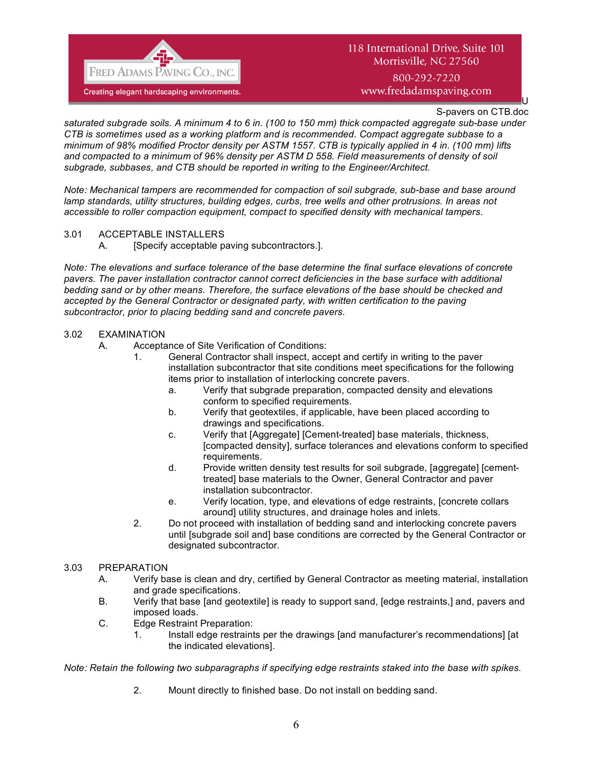*saturated subgrade soils. A minimum 4 to 6 in. (100 to 150 mm) thick compacted aggregate sub-base under CTB is sometimes used as a working platform and is recommended. Compact aggregate subbase to a minimum of 98% modified Proctor density per ASTM 1557. CTB is typically applied in 4 in. (100 mm) lifts and compacted to a minimum of 96% density per ASTM D 558. Field measurements of density of soil subgrade, subbases, and CTB should be reported in writing to the Engineer/Architect.*

*Note: Mechanical tampers are recommended for compaction of soil subgrade, sub-base and base around lamp standards, utility structures, building edges, curbs, tree wells and other protrusions. In areas not accessible to roller compaction equipment, compact to specified density with mechanical tampers.*

3.01 ACCEPTABLE INSTALLERS

A. [Specify acceptable paving subcontractors.].

*Note: The elevations and surface tolerance of the base determine the final surface elevations of concrete pavers. The paver installation contractor cannot correct deficiencies in the base surface with additional bedding sand or by other means. Therefore, the surface elevations of the base should be checked and accepted by the General Contractor or designated party, with written certification to the paving subcontractor, prior to placing bedding sand and concrete pavers.*

3.02 EXAMINATION

A. Acceptance of Site Verification of Conditions:

1. General Contractor shall inspect, accept and certify in writing to the paver installation subcontractor that site conditions meet specifications for the following items prior to installation of interlocking concrete pavers.
   a. Verify that subgrade preparation, compacted density and elevations conform to specified requirements.
   b. Verify that geotextiles, if applicable, have been placed according to drawings and specifications.
   c. Verify that [Aggregate] [Cement-treated] base materials, thickness, [compacted density], surface tolerances and elevations conform to specified requirements.
   d. Provide written density test results for soil subgrade, [aggregate] [cement-treated] base materials to the Owner, General Contractor and paver installation subcontractor.
   e. Verify location, type, and elevations of edge restraints, [concrete collars around] utility structures, and drainage holes and inlets.
2. Do not proceed with installation of bedding sand and interlocking concrete pavers until [subgrade soil and] base conditions are corrected by the General Contractor or designated subcontractor.

3.03 PREPARATION

A. Verify base is clean and dry, certified by General Contractor as meeting material, installation and grade specifications.

B. Verify that base [and geotextile] is ready to support sand, [edge restraints,] and, pavers and imposed loads.

C. Edge Restraint Preparation:

1. Install edge restraints per the drawings [and manufacturer's recommendations] [at the indicated elevations].

*Note: Retain the following two subparagraphs if specifying edge restraints staked into the base with spikes.*

2. Mount directly to finished base. Do not install on bedding sand.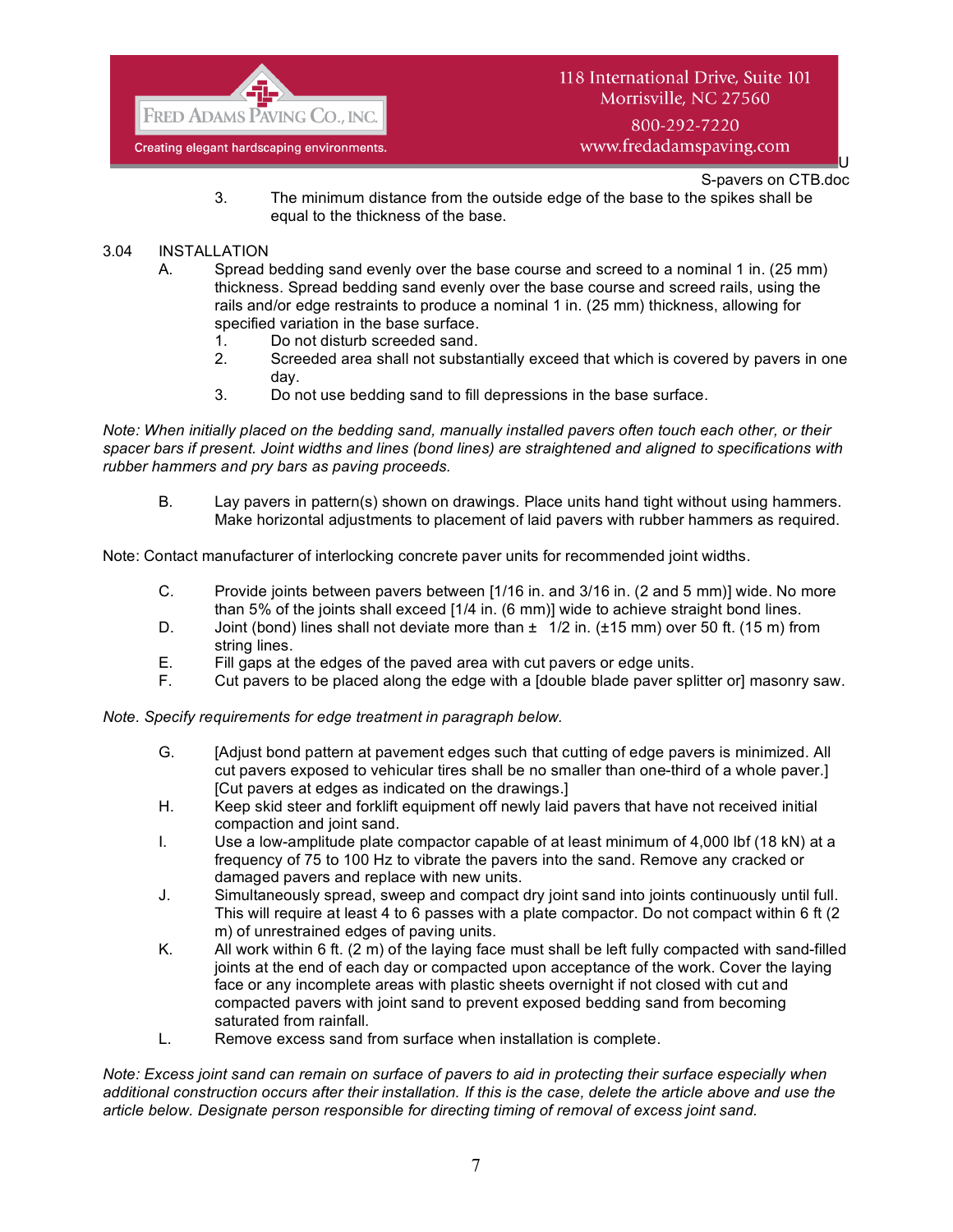3. The minimum distance from the outside edge of the base to the spikes shall be equal to the thickness of the base.

## 3.04 INSTALLATION

A. Spread bedding sand evenly over the base course and screed to a nominal 1 in. (25 mm) thickness. Spread bedding sand evenly over the base course and screed rails, using the rails and/or edge restraints to produce a nominal 1 in. (25 mm) thickness, allowing for specified variation in the base surface.

1. Do not disturb screeded sand.
2. Screeded area shall not substantially exceed that which is covered by pavers in one day.
3. Do not use bedding sand to fill depressions in the base surface.

*Note: When initially placed on the bedding sand, manually installed pavers often touch each other, or their spacer bars if present. Joint widths and lines (bond lines) are straightened and aligned to specifications with rubber hammers and pry bars as paving proceeds.*

B. Lay pavers in pattern(s) shown on drawings. Place units hand tight without using hammers. Make horizontal adjustments to placement of laid pavers with rubber hammers as required.

Note: Contact manufacturer of interlocking concrete paver units for recommended joint widths.

C. Provide joints between pavers between [1/16 in. and 3/16 in. (2 and 5 mm)] wide. No more than 5% of the joints shall exceed [1/4 in. (6 mm)] wide to achieve straight bond lines.

D. Joint (bond) lines shall not deviate more than ± 1/2 in. (±15 mm) over 50 ft. (15 m) from string lines.

E. Fill gaps at the edges of the paved area with cut pavers or edge units.

F. Cut pavers to be placed along the edge with a [double blade paver splitter or] masonry saw.

*Note. Specify requirements for edge treatment in paragraph below.*

G. [Adjust bond pattern at pavement edges such that cutting of edge pavers is minimized. All cut pavers exposed to vehicular tires shall be no smaller than one-third of a whole paver.] [Cut pavers at edges as indicated on the drawings.]

H. Keep skid steer and forklift equipment off newly laid pavers that have not received initial compaction and joint sand.

I. Use a low-amplitude plate compactor capable of at least minimum of 4,000 lbf (18 kN) at a frequency of 75 to 100 Hz to vibrate the pavers into the sand. Remove any cracked or damaged pavers and replace with new units.

J. Simultaneously spread, sweep and compact dry joint sand into joints continuously until full. This will require at least 4 to 6 passes with a plate compactor. Do not compact within 6 ft (2 m) of unrestrained edges of paving units.

K. All work within 6 ft. (2 m) of the laying face must shall be left fully compacted with sand-filled joints at the end of each day or compacted upon acceptance of the work. Cover the laying face or any incomplete areas with plastic sheets overnight if not closed with cut and compacted pavers with joint sand to prevent exposed bedding sand from becoming saturated from rainfall.

L. Remove excess sand from surface when installation is complete.

*Note: Excess joint sand can remain on surface of pavers to aid in protecting their surface especially when additional construction occurs after their installation. If this is the case, delete the article above and use the article below. Designate person responsible for directing timing of removal of excess joint sand.*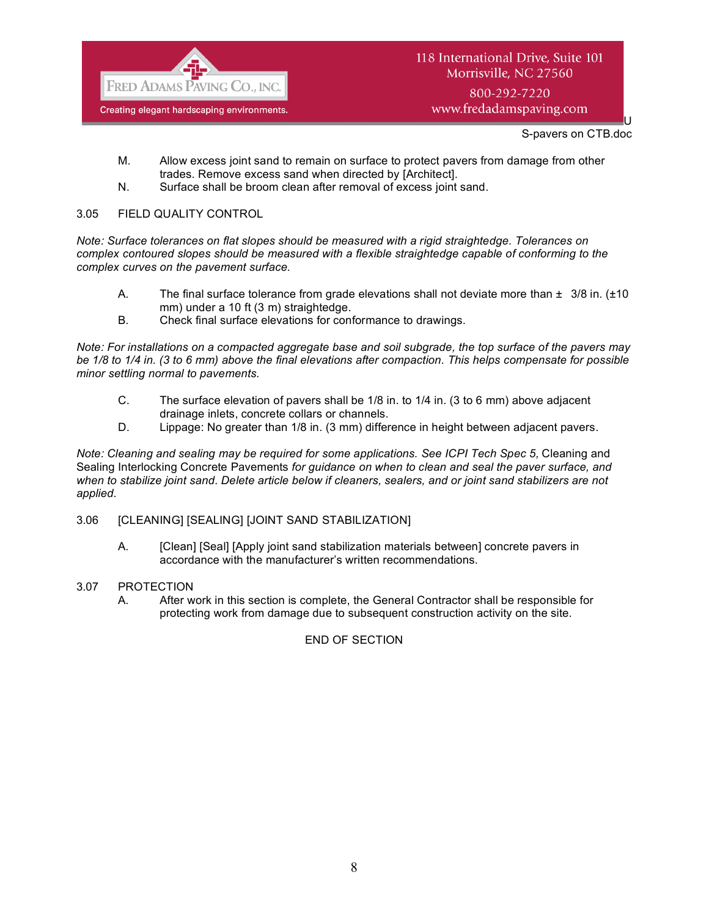M. Allow excess joint sand to remain on surface to protect pavers from damage from other trades. Remove excess sand when directed by [Architect].

N. Surface shall be broom clean after removal of excess joint sand.

3.05 FIELD QUALITY CONTROL

*Note: Surface tolerances on flat slopes should be measured with a rigid straightedge. Tolerances on complex contoured slopes should be measured with a flexible straightedge capable of conforming to the complex curves on the pavement surface.*

A. The final surface tolerance from grade elevations shall not deviate more than ± 3/8 in. (±10 mm) under a 10 ft (3 m) straightedge.

B. Check final surface elevations for conformance to drawings.

*Note: For installations on a compacted aggregate base and soil subgrade, the top surface of the pavers may be 1/8 to 1/4 in. (3 to 6 mm) above the final elevations after compaction. This helps compensate for possible minor settling normal to pavements.*

C. The surface elevation of pavers shall be 1/8 in. to 1/4 in. (3 to 6 mm) above adjacent drainage inlets, concrete collars or channels.

D. Lippage: No greater than 1/8 in. (3 mm) difference in height between adjacent pavers.

*Note: Cleaning and sealing may be required for some applications. See ICPI Tech Spec 5,* Cleaning and Sealing Interlocking Concrete Pavements *for guidance on when to clean and seal the paver surface, and when to stabilize joint sand. Delete article below if cleaners, sealers, and or joint sand stabilizers are not applied.*

3.06 [CLEANING] [SEALING] [JOINT SAND STABILIZATION]

A. [Clean] [Seal] [Apply joint sand stabilization materials between] concrete pavers in accordance with the manufacturer's written recommendations.

3.07 PROTECTION

A. After work in this section is complete, the General Contractor shall be responsible for protecting work from damage due to subsequent construction activity on the site.

END OF SECTION